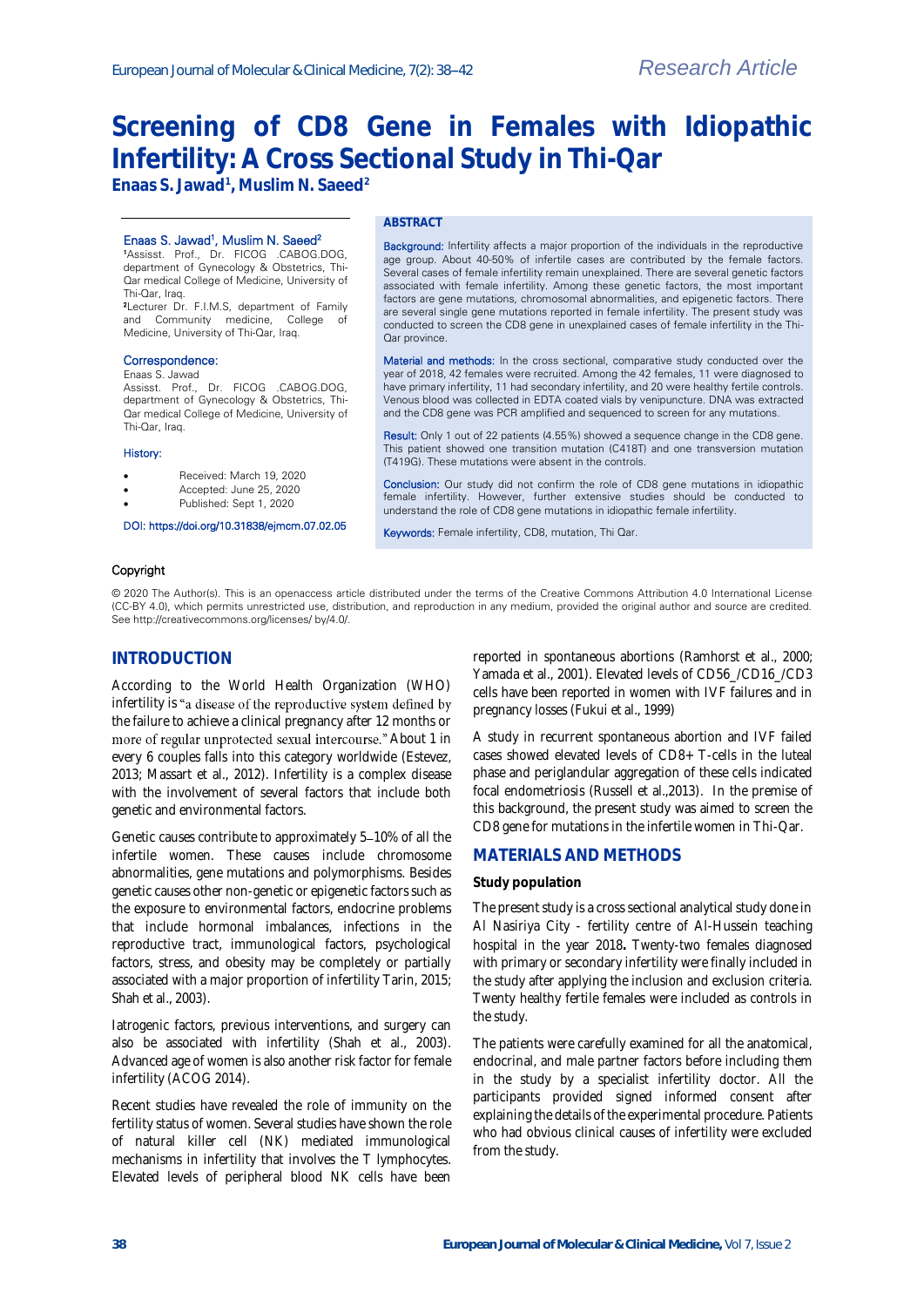# Screening of CD8 Gene in Females with Idiopathic Infertility: A Cross Sectional Study in Thi-Qar

**Enaas S. Jawad[1], Muslim N. Saeed[2]**

Enaas S. Jawad[1], Muslim N. Saeed[2]

[1]Assisst. Prof., Dr. FICOG .CABOG.DOG, department of Gynecology & Obstetrics, Thi-Qar medical College of Medicine, University of Thi-Qar, Iraq.

[2]Lecturer Dr. F.I.M.S, department of Family and Community medicine, College of Medicine, University of Thi-Qar, Iraq.

**Correspondence:**

Enaas S. Jawad
Assisst. Prof., Dr. FICOG .CABOG.DOG, department of Gynecology & Obstetrics, Thi-Qar medical College of Medicine, University of Thi-Qar, Iraq.

**History:**

- Received: March 19, 2020
- Accepted: June 25, 2020
- Published: Sept 1, 2020

DOI: https://doi.org/10.31838/ejmcm.07.02.05

## ABSTRACT

**Background:** Infertility affects a major proportion of the individuals in the reproductive age group. About 40-50% of infertile cases are contributed by the female factors. Several cases of female infertility remain unexplained. There are several genetic factors associated with female infertility. Among these genetic factors, the most important factors are gene mutations, chromosomal abnormalities, and epigenetic factors. There are several single gene mutations reported in female infertility. The present study was conducted to screen the CD8 gene in unexplained cases of female infertility in the Thi-Qar province.

**Material and methods:** In the cross sectional, comparative study conducted over the year of 2018, 42 females were recruited. Among the 42 females, 11 were diagnosed to have primary infertility, 11 had secondary infertility, and 20 were healthy fertile controls. Venous blood was collected in EDTA coated vials by venipuncture. DNA was extracted and the CD8 gene was PCR amplified and sequenced to screen for any mutations.

**Result:** Only 1 out of 22 patients (4.55%) showed a sequence change in the CD8 gene. This patient showed one transition mutation (C418T) and one transversion mutation (T419G). These mutations were absent in the controls.

**Conclusion:** Our study did not confirm the role of CD8 gene mutations in idiopathic female infertility. However, further extensive studies should be conducted to understand the role of CD8 gene mutations in idiopathic female infertility.

**Keywords:** Female infertility, CD8, mutation, Thi Qar.

**Copyright**

© 2020 The Author(s). This is an openaccess article distributed under the terms of the Creative Commons Attribution 4.0 International License (CC-BY 4.0), which permits unrestricted use, distribution, and reproduction in any medium, provided the original author and source are credited. See http://creativecommons.org/licenses/ by/4.0/.

## INTRODUCTION

According to the World Health Organization (WHO) infertility is "a disease of the reproductive system defined by the failure to achieve a clinical pregnancy after 12 months or more of regular unprotected sexual intercourse." About 1 in every 6 couples falls into this category worldwide (Estevez, 2013; Massart et al., 2012). Infertility is a complex disease with the involvement of several factors that include both genetic and environmental factors.

Genetic causes contribute to approximately 5–10% of all the infertile women. These causes include chromosome abnormalities, gene mutations and polymorphisms. Besides genetic causes other non-genetic or epigenetic factors such as the exposure to environmental factors, endocrine problems that include hormonal imbalances, infections in the reproductive tract, immunological factors, psychological factors, stress, and obesity may be completely or partially associated with a major proportion of infertility Tarin, 2015; Shah et al., 2003).

Iatrogenic factors, previous interventions, and surgery can also be associated with infertility (Shah et al., 2003). Advanced age of women is also another risk factor for female infertility (ACOG 2014).

Recent studies have revealed the role of immunity on the fertility status of women. Several studies have shown the role of natural killer cell (NK) mediated immunological mechanisms in infertility that involves the T lymphocytes. Elevated levels of peripheral blood NK cells have been reported in spontaneous abortions (Ramhorst et al., 2000; Yamada et al., 2001). Elevated levels of CD56_/CD16_/CD3 cells have been reported in women with IVF failures and in pregnancy losses (Fukui et al., 1999)

A study in recurrent spontaneous abortion and IVF failed cases showed elevated levels of CD8+ T-cells in the luteal phase and periglandular aggregation of these cells indicated focal endometriosis (Russell et al.,2013). In the premise of this background, the present study was aimed to screen the CD8 gene for mutations in the infertile women in Thi-Qar.

## MATERIALS AND METHODS

### Study population

The present study is a cross sectional analytical study done in Al Nasiriya City - fertility centre of Al-Hussein teaching hospital in the year 2018**.** Twenty-two females diagnosed with primary or secondary infertility were finally included in the study after applying the inclusion and exclusion criteria. Twenty healthy fertile females were included as controls in the study.

The patients were carefully examined for all the anatomical, endocrinal, and male partner factors before including them in the study by a specialist infertility doctor. All the participants provided signed informed consent after explaining the details of the experimental procedure. Patients who had obvious clinical causes of infertility were excluded from the study.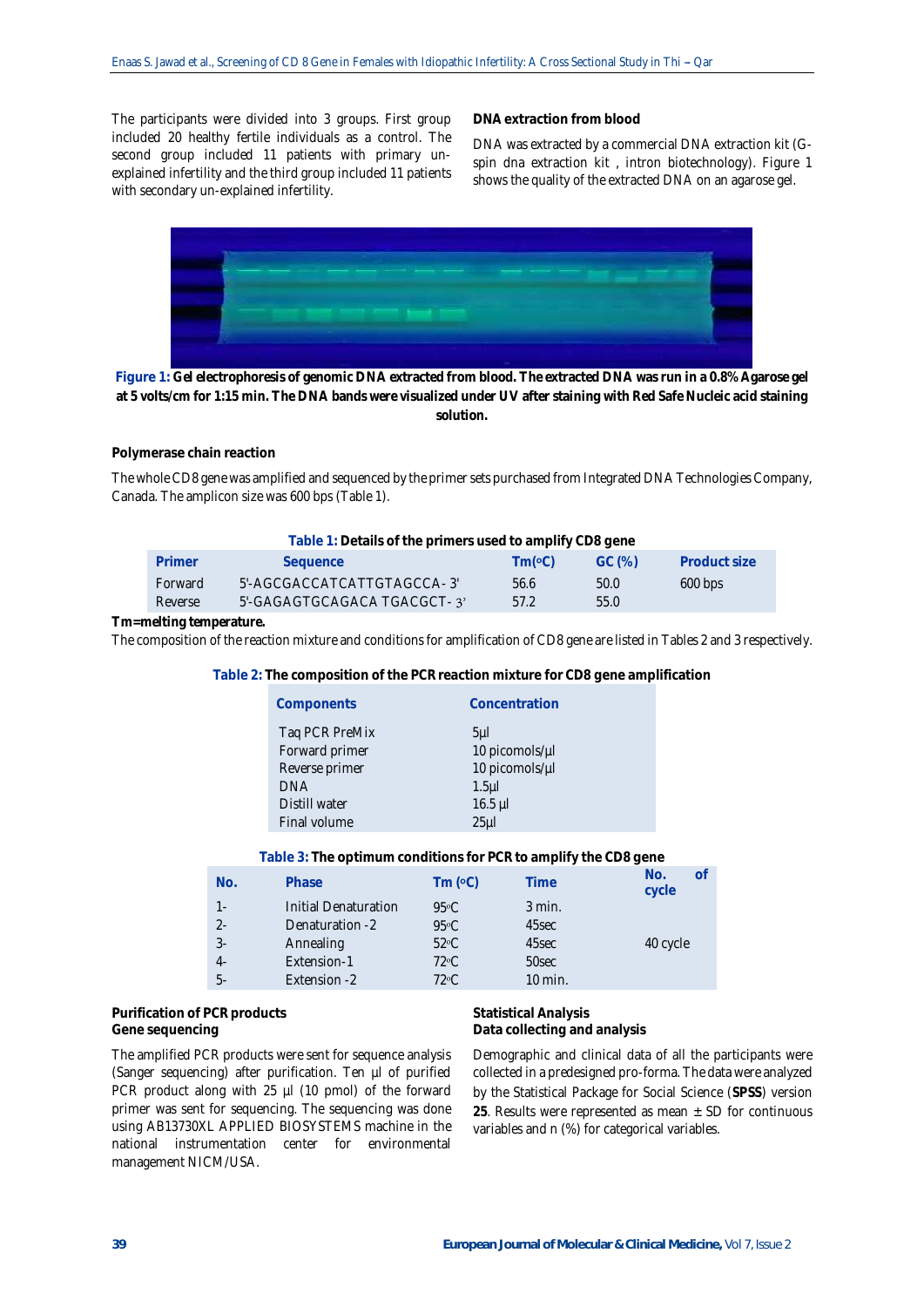The participants were divided into 3 groups. First group included 20 healthy fertile individuals as a control. The second group included 11 patients with primary un-explained infertility and the third group included 11 patients with secondary un-explained infertility.

### DNA extraction from blood

DNA was extracted by a commercial DNA extraction kit (G-spin dna extraction kit , intron biotechnology). Figure 1 shows the quality of the extracted DNA on an agarose gel.

**Figure 1:** **Gel electrophoresis of genomic DNA extracted from blood. The extracted DNA was run in a 0.8% Agarose gel at 5 volts/cm for 1:15 min. The DNA bands were visualized under UV after staining with Red Safe Nucleic acid staining solution.**

### Polymerase chain reaction

The whole CD8 gene was amplified and sequenced by the primer sets purchased from Integrated DNA Technologies Company, Canada. The amplicon size was 600 bps (Table 1).

**Table 1:** **Details of the primers used to amplify CD8 gene**

| Primer | Sequence | Tm(°C) | GC (%) | Product size |
|---|---|---|---|---|
| Forward | 5'-AGCGACCATCATTGTAGCCA- 3' | 56.6 | 50.0 | 600 bps |
| Reverse | 5'-GAGAGTGCAGACA TGACGCT- 3' | 57.2 | 55.0 | |

**Tm=melting temperature.**

The composition of the reaction mixture and conditions for amplification of CD8 gene are listed in Tables 2 and 3 respectively.

**Table 2:** **The composition of the PCR reaction mixture for CD8 gene amplification**

| Components | Concentration |
|---|---|
| Taq PCR PreMix | 5µl |
| Forward primer | 10 picomols/µl |
| Reverse primer | 10 picomols/µl |
| DNA | 1.5µl |
| Distill water | 16.5 µl |
| Final volume | 25µl |

**Table 3:** **The optimum conditions for PCR to amplify the CD8 gene**

| No. | Phase | Tm (°C) | Time | No. of cycle |
|---|---|---|---|---|
| 1- | Initial Denaturation | 95°C | 3 min. | |
| 2- | Denaturation -2 | 95°C | 45sec | |
| 3- | Annealing | 52°C | 45sec | 40 cycle |
| 4- | Extension-1 | 72°C | 50sec | |
| 5- | Extension -2 | 72°C | 10 min. | |

### Purification of PCR products

### Gene sequencing

The amplified PCR products were sent for sequence analysis (Sanger sequencing) after purification. Ten µl of purified PCR product along with 25 µl (10 pmol) of the forward primer was sent for sequencing. The sequencing was done using AB13730XL APPLIED BIOSYSTEMS machine in the national instrumentation center for environmental management NICM/USA.

### Statistical Analysis

### Data collecting and analysis

Demographic and clinical data of all the participants were collected in a predesigned pro-forma. The data were analyzed by the Statistical Package for Social Science (**SPSS**) version **25**. Results were represented as mean ± SD for continuous variables and n (%) for categorical variables.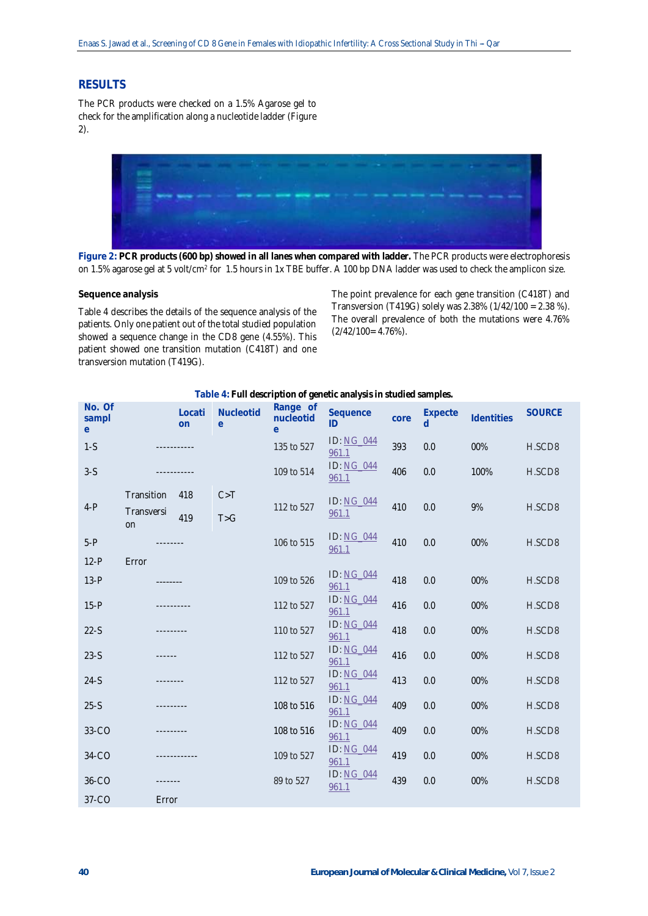## RESULTS

The PCR products were checked on a 1.5% Agarose gel to check for the amplification along a nucleotide ladder (Figure 2).

**Figure 2: PCR products (600 bp) showed in all lanes when compared with ladder.** The PCR products were electrophoresis on 1.5% agarose gel at 5 volt/cm$^2$ for 1.5 hours in 1x TBE buffer. A 100 bp DNA ladder was used to check the amplicon size.

### Sequence analysis

Table 4 describes the details of the sequence analysis of the patients. Only one patient out of the total studied population showed a sequence change in the CD8 gene (4.55%). This patient showed one transition mutation (C418T) and one transversion mutation (T419G).

The point prevalence for each gene transition (C418T) and Transversion (T419G) solely was 2.38% (1/42/100 = 2.38 %). The overall prevalence of both the mutations were 4.76% (2/42/100= 4.76%).

**Table 4: Full description of genetic analysis in studied samples.**

| No. Of sample | | Location | Nucleotide | Range of nucleotide | Sequence ID | core | Expected | Identities | SOURCE |
|---|---|---|---|---|---|---|---|---|---|
| 1-S | | ----------- | | 135 to 527 | ID: NG_044961.1 | 393 | 0.0 | 00% | H.SCD8 |
| 3-S | | ----------- | | 109 to 514 | ID: NG_044961.1 | 406 | 0.0 | 100% | H.SCD8 |
| 4-P | Transition | 418 | C>T | 112 to 527 | ID: NG_044961.1 | 410 | 0.0 | 9% | H.SCD8 |
| | Transversion | 419 | T>G | | | | | | |
| 5-P | | -------- | | 106 to 515 | ID: NG_044961.1 | 410 | 0.0 | 00% | H.SCD8 |
| 12-P | Error | | | | | | | | |
| 13-P | | -------- | | 109 to 526 | ID: NG_044961.1 | 418 | 0.0 | 00% | H.SCD8 |
| 15-P | | ---------- | | 112 to 527 | ID: NG_044961.1 | 416 | 0.0 | 00% | H.SCD8 |
| 22-S | | --------- | | 110 to 527 | ID: NG_044961.1 | 418 | 0.0 | 00% | H.SCD8 |
| 23-S | | ------ | | 112 to 527 | ID: NG_044961.1 | 416 | 0.0 | 00% | H.SCD8 |
| 24-S | | -------- | | 112 to 527 | ID: NG_044961.1 | 413 | 0.0 | 00% | H.SCD8 |
| 25-S | | --------- | | 108 to 516 | ID: NG_044961.1 | 409 | 0.0 | 00% | H.SCD8 |
| 33-CO | | --------- | | 108 to 516 | ID: NG_044961.1 | 409 | 0.0 | 00% | H.SCD8 |
| 34-CO | | ------------ | | 109 to 527 | ID: NG_044961.1 | 419 | 0.0 | 00% | H.SCD8 |
| 36-CO | | ------- | | 89 to 527 | ID: NG_044961.1 | 439 | 0.0 | 00% | H.SCD8 |
| 37-CO | | Error | | | | | | | |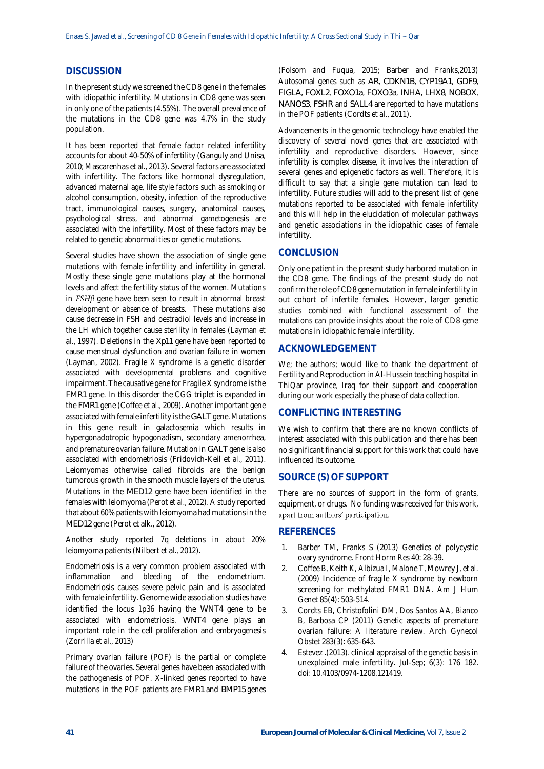## DISCUSSION

In the present study we screened the CD8 gene in the females with idiopathic infertility. Mutations in CD8 gene was seen in only one of the patients (4.55%). The overall prevalence of the mutations in the CD8 gene was 4.7% in the study population.

It has been reported that female factor related infertility accounts for about 40-50% of infertility (Ganguly and Unisa, 2010; Mascarenhas et al., 2013). Several factors are associated with infertility. The factors like hormonal dysregulation, advanced maternal age, life style factors such as smoking or alcohol consumption, obesity, infection of the reproductive tract, immunological causes, surgery, anatomical causes, psychological stress, and abnormal gametogenesis are associated with the infertility. Most of these factors may be related to genetic abnormalities or genetic mutations.

Several studies have shown the association of single gene mutations with female infertility and infertility in general. Mostly these single gene mutations play at the hormonal levels and affect the fertility status of the women. Mutations in *FSHβ* gene have been seen to result in abnormal breast development or absence of breasts. These mutations also cause decrease in FSH and oestradiol levels and increase in the LH which together cause sterility in females (Layman et al., 1997). Deletions in the Xp11 gene have been reported to cause menstrual dysfunction and ovarian failure in women (Layman, 2002). Fragile X syndrome is a genetic disorder associated with developmental problems and cognitive impairment. The causative gene for Fragile X syndrome is the FMR1 gene. In this disorder the CGG triplet is expanded in the FMR1 gene (Coffee et al., 2009). Another important gene associated with female infertility is the GALT gene. Mutations in this gene result in galactosemia which results in hypergonadotropic hypogonadism, secondary amenorrhea, and premature ovarian failure. Mutation in GALT gene is also associated with endometriosis (Fridovich-Keil et al., 2011). Leiomyomas otherwise called fibroids are the benign tumorous growth in the smooth muscle layers of the uterus. Mutations in the MED12 gene have been identified in the females with leiomyoma (Perot et al., 2012). A study reported that about 60% patients with leiomyoma had mutations in the MED12 gene (Perot et alk., 2012).

Another study reported 7q deletions in about 20% leiomyoma patients (Nilbert et al., 2012).

Endometriosis is a very common problem associated with inflammation and bleeding of the endometrium. Endometriosis causes severe pelvic pain and is associated with female infertility. Genome wide association studies have identified the locus 1p36 having the WNT4 gene to be associated with endometriosis. WNT4 gene plays an important role in the cell proliferation and embryogenesis (Zorrilla et al., 2013)

Primary ovarian failure (POF) is the partial or complete failure of the ovaries. Several genes have been associated with the pathogenesis of POF. X-linked genes reported to have mutations in the POF patients are FMR1 and BMP15 genes (Folsom and Fuqua, 2015; Barber and Franks,2013) Autosomal genes such as AR, CDKN1B, CYP19A1, GDF9, FIGLA, FOXL2, FOXO1a, FOXO3a, INHA, LHX8, NOBOX, NANOS3, FSHR and SALL4 are reported to have mutations in the POF patients (Cordts et al., 2011).

Advancements in the genomic technology have enabled the discovery of several novel genes that are associated with infertility and reproductive disorders. However, since infertility is complex disease, it involves the interaction of several genes and epigenetic factors as well. Therefore, it is difficult to say that a single gene mutation can lead to infertility. Future studies will add to the present list of gene mutations reported to be associated with female infertility and this will help in the elucidation of molecular pathways and genetic associations in the idiopathic cases of female infertility.

## CONCLUSION

Only one patient in the present study harbored mutation in the CD8 gene. The findings of the present study do not confirm the role of CD8 gene mutation in female infertility in out cohort of infertile females. However, larger genetic studies combined with functional assessment of the mutations can provide insights about the role of CD8 gene mutations in idiopathic female infertility.

## ACKNOWLEDGEMENT

We; the authors; would like to thank the department of Fertility and Reproduction in Al-Hussein teaching hospital in ThiQar province, Iraq for their support and cooperation during our work especially the phase of data collection.

## CONFLICTING INTERESTING

We wish to confirm that there are no known conflicts of interest associated with this publication and there has been no significant financial support for this work that could have influenced its outcome.

## SOURCE (S) OF SUPPORT

There are no sources of support in the form of grants, equipment, or drugs. No funding was received for this work, apart from authors' participation.

## REFERENCES

1. Barber TM, Franks S (2013) Genetics of polycystic ovary syndrome. Front Horm Res 40: 28-39.
2. Coffee B, Keith K, Albizua I, Malone T, Mowrey J, et al. (2009) Incidence of fragile X syndrome by newborn screening for methylated FMR1 DNA. Am J Hum Genet 85(4): 503-514.
3. Cordts EB, Christofolini DM, Dos Santos AA, Bianco B, Barbosa CP (2011) Genetic aspects of premature ovarian failure: A literature review. Arch Gynecol Obstet 283(3): 635-643.
4. Estevez .(2013). clinical appraisal of the genetic basis in unexplained male infertility. Jul-Sep; 6(3): 176–182. doi: 10.4103/0974-1208.121419.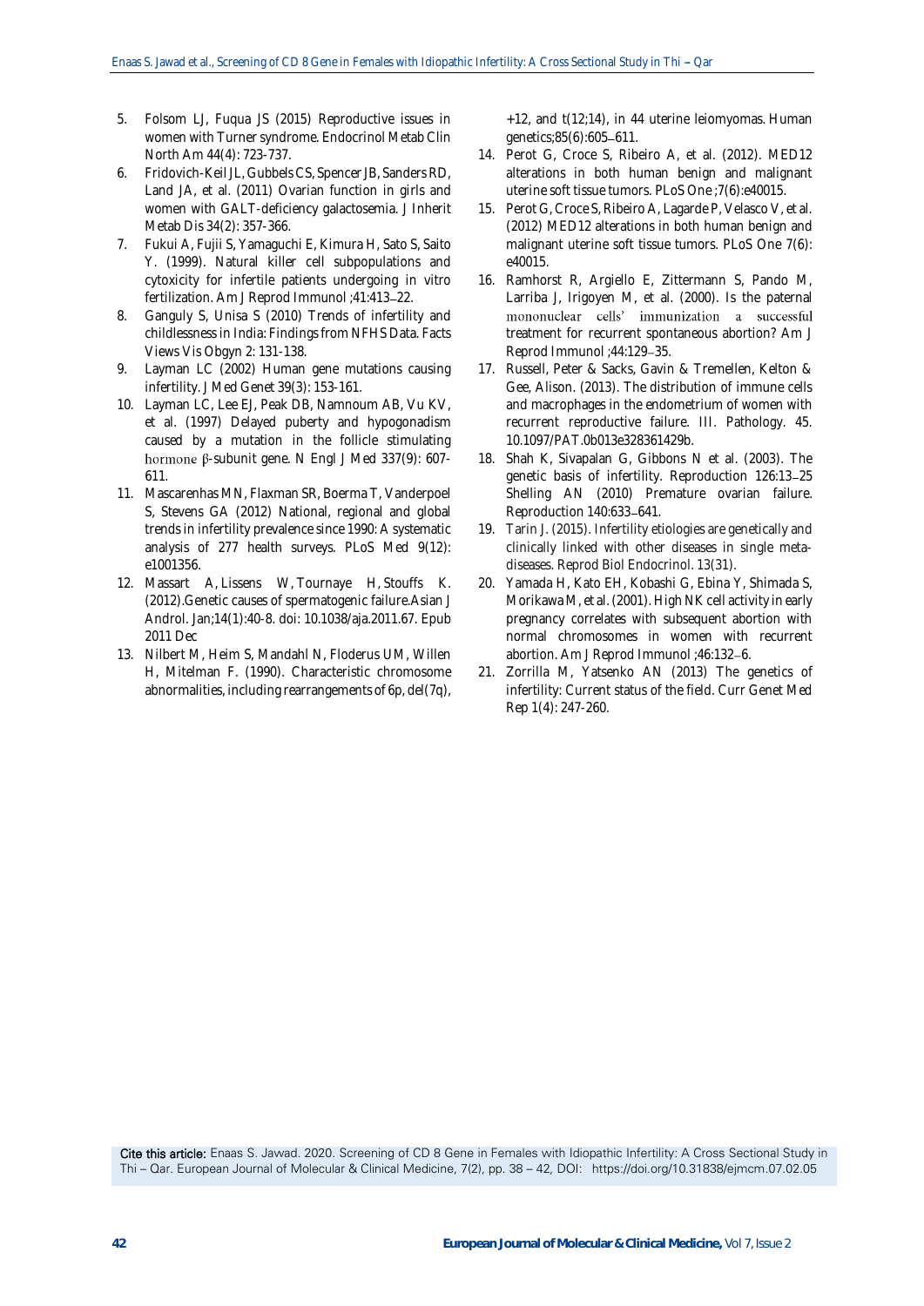5. Folsom LJ, Fuqua JS (2015) Reproductive issues in women with Turner syndrome. Endocrinol Metab Clin North Am 44(4): 723-737.
6. Fridovich-Keil JL, Gubbels CS, Spencer JB, Sanders RD, Land JA, et al. (2011) Ovarian function in girls and women with GALT-deficiency galactosemia. J Inherit Metab Dis 34(2): 357-366.
7. Fukui A, Fujii S, Yamaguchi E, Kimura H, Sato S, Saito Y. (1999). Natural killer cell subpopulations and cytoxicity for infertile patients undergoing in vitro fertilization. Am J Reprod Immunol ;41:413–22.
8. Ganguly S, Unisa S (2010) Trends of infertility and childlessness in India: Findings from NFHS Data. Facts Views Vis Obgyn 2: 131-138.
9. Layman LC (2002) Human gene mutations causing infertility. J Med Genet 39(3): 153-161.
10. Layman LC, Lee EJ, Peak DB, Namnoum AB, Vu KV, et al. (1997) Delayed puberty and hypogonadism caused by a mutation in the follicle stimulating hormone β-subunit gene. N Engl J Med 337(9): 607-611.
11. Mascarenhas MN, Flaxman SR, Boerma T, Vanderpoel S, Stevens GA (2012) National, regional and global trends in infertility prevalence since 1990: A systematic analysis of 277 health surveys. PLoS Med 9(12): e1001356.
12. Massart A, Lissens W, Tournaye H, Stouffs K. (2012).Genetic causes of spermatogenic failure.Asian J Androl. Jan;14(1):40-8. doi: 10.1038/aja.2011.67. Epub 2011 Dec
13. Nilbert M, Heim S, Mandahl N, Floderus UM, Willen H, Mitelman F. (1990). Characteristic chromosome abnormalities, including rearrangements of 6p, del(7q), +12, and t(12;14), in 44 uterine leiomyomas. Human genetics;85(6):605–611.
14. Perot G, Croce S, Ribeiro A, et al. (2012). MED12 alterations in both human benign and malignant uterine soft tissue tumors. PLoS One ;7(6):e40015.
15. Perot G, Croce S, Ribeiro A, Lagarde P, Velasco V, et al. (2012) MED12 alterations in both human benign and malignant uterine soft tissue tumors. PLoS One 7(6): e40015.
16. Ramhorst R, Argiello E, Zittermann S, Pando M, Larriba J, Irigoyen M, et al. (2000). Is the paternal mononuclear cells' immunization a successful treatment for recurrent spontaneous abortion? Am J Reprod Immunol ;44:129–35.
17. Russell, Peter & Sacks, Gavin & Tremellen, Kelton & Gee, Alison. (2013). The distribution of immune cells and macrophages in the endometrium of women with recurrent reproductive failure. III. Pathology. 45. 10.1097/PAT.0b013e328361429b.
18. Shah K, Sivapalan G, Gibbons N et al. (2003). The genetic basis of infertility. Reproduction 126:13–25 Shelling AN (2010) Premature ovarian failure. Reproduction 140:633–641.
19. Tarin J. (2015). Infertility etiologies are genetically and clinically linked with other diseases in single meta-diseases. Reprod Biol Endocrinol. 13(31).
20. Yamada H, Kato EH, Kobashi G, Ebina Y, Shimada S, Morikawa M, et al. (2001). High NK cell activity in early pregnancy correlates with subsequent abortion with normal chromosomes in women with recurrent abortion. Am J Reprod Immunol ;46:132–6.
21. Zorrilla M, Yatsenko AN (2013) The genetics of infertility: Current status of the field. Curr Genet Med Rep 1(4): 247-260.

**Cite this article:** Enaas S. Jawad. 2020. Screening of CD 8 Gene in Females with Idiopathic Infertility: A Cross Sectional Study in Thi – Qar. European Journal of Molecular & Clinical Medicine, 7(2), pp. 38 – 42, DOI: https://doi.org/10.31838/ejmcm.07.02.05